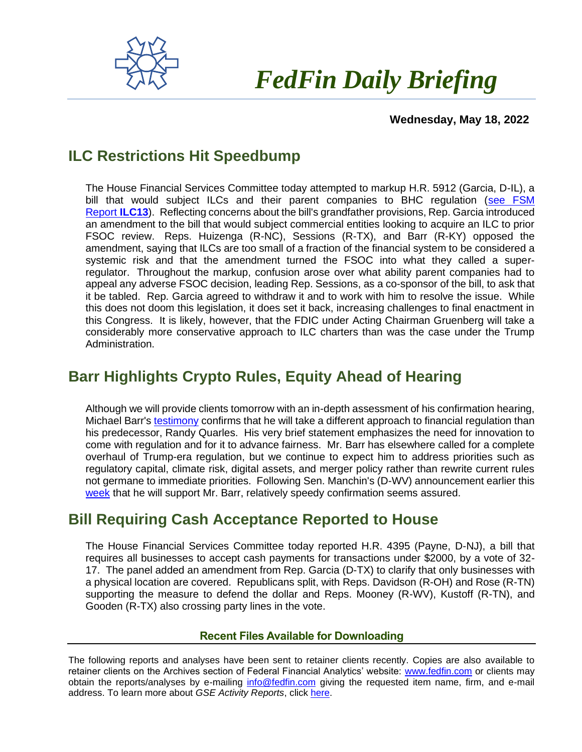# *FedFin Daily Briefing*

**Wednesday, May 18, 2022**

## ILC Restrictions Hit Speedbump

The House Financial Services Committee today attempted to markup H.R. 5912 (Garcia, D-IL), a bill that would subject ILCs and their parent companies to BHC regulation (see FSM Report **ILC13**). Reflecting concerns about the bill's grandfather provisions, Rep. Garcia introduced an amendment to the bill that would subject commercial entities looking to acquire an ILC to prior FSOC review. Reps. Huizenga (R-NC), Sessions (R-TX), and Barr (R-KY) opposed the amendment, saying that ILCs are too small of a fraction of the financial system to be considered a systemic risk and that the amendment turned the FSOC into what they called a super-regulator. Throughout the markup, confusion arose over what ability parent companies had to appeal any adverse FSOC decision, leading Rep. Sessions, as a co-sponsor of the bill, to ask that it be tabled. Rep. Garcia agreed to withdraw it and to work with him to resolve the issue. While this does not doom this legislation, it does set it back, increasing challenges to final enactment in this Congress. It is likely, however, that the FDIC under Acting Chairman Gruenberg will take a considerably more conservative approach to ILC charters than was the case under the Trump Administration.

## Barr Highlights Crypto Rules, Equity Ahead of Hearing

Although we will provide clients tomorrow with an in-depth assessment of his confirmation hearing, Michael Barr's testimony confirms that he will take a different approach to financial regulation than his predecessor, Randy Quarles. His very brief statement emphasizes the need for innovation to come with regulation and for it to advance fairness. Mr. Barr has elsewhere called for a complete overhaul of Trump-era regulation, but we continue to expect him to address priorities such as regulatory capital, climate risk, digital assets, and merger policy rather than rewrite current rules not germane to immediate priorities. Following Sen. Manchin's (D-WV) announcement earlier this week that he will support Mr. Barr, relatively speedy confirmation seems assured.

## Bill Requiring Cash Acceptance Reported to House

The House Financial Services Committee today reported H.R. 4395 (Payne, D-NJ), a bill that requires all businesses to accept cash payments for transactions under $2000, by a vote of 32-17. The panel added an amendment from Rep. Garcia (D-TX) to clarify that only businesses with a physical location are covered. Republicans split, with Reps. Davidson (R-OH) and Rose (R-TN) supporting the measure to defend the dollar and Reps. Mooney (R-WV), Kustoff (R-TN), and Gooden (R-TX) also crossing party lines in the vote.

### Recent Files Available for Downloading

The following reports and analyses have been sent to retainer clients recently. Copies are also available to retainer clients on the Archives section of Federal Financial Analytics' website: www.fedfin.com or clients may obtain the reports/analyses by e-mailing info@fedfin.com giving the requested item name, firm, and e-mail address. To learn more about *GSE Activity Reports*, click here.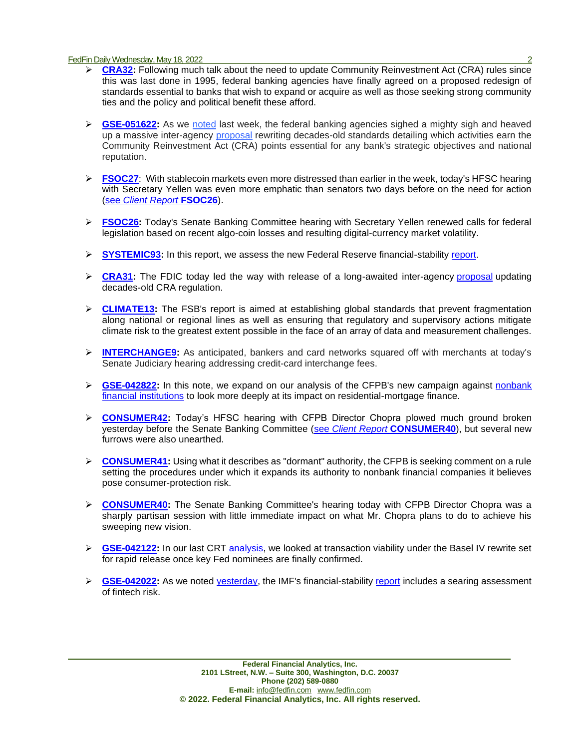- **CRA32:** Following much talk about the need to update Community Reinvestment Act (CRA) rules since this was last done in 1995, federal banking agencies have finally agreed on a proposed redesign of standards essential to banks that wish to expand or acquire as well as those seeking strong community ties and the policy and political benefit these afford.

- **GSE-051622:** As we noted last week, the federal banking agencies sighed a mighty sigh and heaved up a massive inter-agency proposal rewriting decades-old standards detailing which activities earn the Community Reinvestment Act (CRA) points essential for any bank's strategic objectives and national reputation.

- **FSOC27**: With stablecoin markets even more distressed than earlier in the week, today's HFSC hearing with Secretary Yellen was even more emphatic than senators two days before on the need for action (see *Client Report* **FSOC26**).

- **FSOC26:** Today's Senate Banking Committee hearing with Secretary Yellen renewed calls for federal legislation based on recent algo-coin losses and resulting digital-currency market volatility.

- **SYSTEMIC93:** In this report, we assess the new Federal Reserve financial-stability report.

- **CRA31:** The FDIC today led the way with release of a long-awaited inter-agency proposal updating decades-old CRA regulation.

- **CLIMATE13:** The FSB's report is aimed at establishing global standards that prevent fragmentation along national or regional lines as well as ensuring that regulatory and supervisory actions mitigate climate risk to the greatest extent possible in the face of an array of data and measurement challenges.

- **INTERCHANGE9:** As anticipated, bankers and card networks squared off with merchants at today's Senate Judiciary hearing addressing credit-card interchange fees.

- **GSE-042822:** In this note, we expand on our analysis of the CFPB's new campaign against nonbank financial institutions to look more deeply at its impact on residential-mortgage finance.

- **CONSUMER42:** Today's HFSC hearing with CFPB Director Chopra plowed much ground broken yesterday before the Senate Banking Committee (see *Client Report* **CONSUMER40**), but several new furrows were also unearthed.

- **CONSUMER41:** Using what it describes as "dormant" authority, the CFPB is seeking comment on a rule setting the procedures under which it expands its authority to nonbank financial companies it believes pose consumer-protection risk.

- **CONSUMER40:** The Senate Banking Committee's hearing today with CFPB Director Chopra was a sharply partisan session with little immediate impact on what Mr. Chopra plans to do to achieve his sweeping new vision.

- **GSE-042122:** In our last CRT analysis, we looked at transaction viability under the Basel IV rewrite set for rapid release once key Fed nominees are finally confirmed.

- **GSE-042022:** As we noted yesterday, the IMF's financial-stability report includes a searing assessment of fintech risk.

**Federal Financial Analytics, Inc.**
**2101 LStreet, N.W. – Suite 300, Washington, D.C. 20037**
**Phone (202) 589-0880**
**E-mail:** info@fedfin.com www.fedfin.com
**© 2022. Federal Financial Analytics, Inc. All rights reserved.**